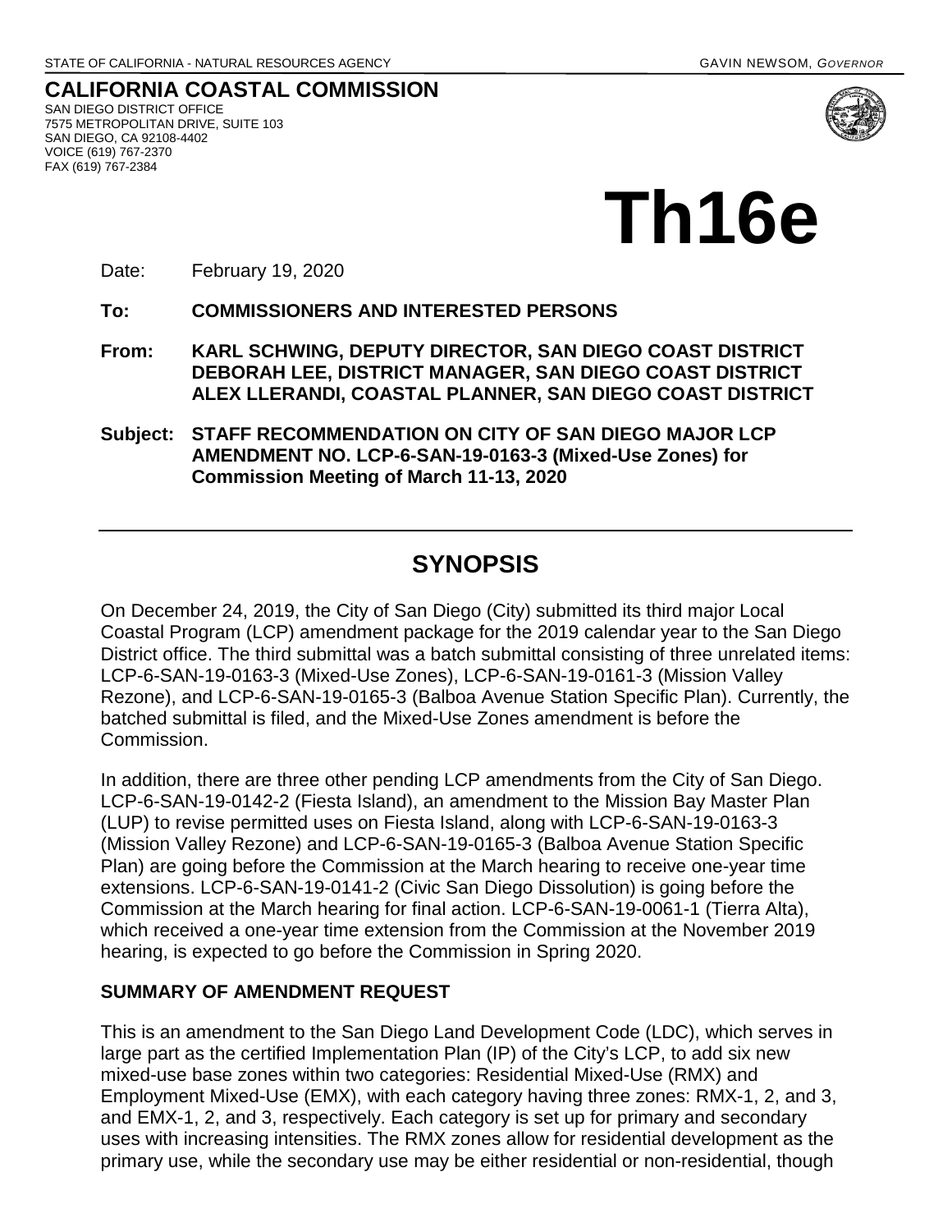STATE OF CALIFORNIA - NATURAL RESOURCES AGENCY GAVIN NEWSOM, *GOVERNOR*

**CALIFORNIA COASTAL COMMISSION**
SAN DIEGO DISTRICT OFFICE
7575 METROPOLITAN DRIVE, SUITE 103
SAN DIEGO, CA 92108-4402
VOICE (619) 767-2370
FAX (619) 767-2384

# Th16e

Date: February 19, 2020

**To: COMMISSIONERS AND INTERESTED PERSONS**

**From: KARL SCHWING, DEPUTY DIRECTOR, SAN DIEGO COAST DISTRICT DEBORAH LEE, DISTRICT MANAGER, SAN DIEGO COAST DISTRICT ALEX LLERANDI, COASTAL PLANNER, SAN DIEGO COAST DISTRICT**

**Subject: STAFF RECOMMENDATION ON CITY OF SAN DIEGO MAJOR LCP AMENDMENT NO. LCP-6-SAN-19-0163-3 (Mixed-Use Zones) for Commission Meeting of March 11-13, 2020**

---

## SYNOPSIS

On December 24, 2019, the City of San Diego (City) submitted its third major Local Coastal Program (LCP) amendment package for the 2019 calendar year to the San Diego District office. The third submittal was a batch submittal consisting of three unrelated items: LCP-6-SAN-19-0163-3 (Mixed-Use Zones), LCP-6-SAN-19-0161-3 (Mission Valley Rezone), and LCP-6-SAN-19-0165-3 (Balboa Avenue Station Specific Plan). Currently, the batched submittal is filed, and the Mixed-Use Zones amendment is before the Commission.

In addition, there are three other pending LCP amendments from the City of San Diego. LCP-6-SAN-19-0142-2 (Fiesta Island), an amendment to the Mission Bay Master Plan (LUP) to revise permitted uses on Fiesta Island, along with LCP-6-SAN-19-0163-3 (Mission Valley Rezone) and LCP-6-SAN-19-0165-3 (Balboa Avenue Station Specific Plan) are going before the Commission at the March hearing to receive one-year time extensions. LCP-6-SAN-19-0141-2 (Civic San Diego Dissolution) is going before the Commission at the March hearing for final action. LCP-6-SAN-19-0061-1 (Tierra Alta), which received a one-year time extension from the Commission at the November 2019 hearing, is expected to go before the Commission in Spring 2020.

### SUMMARY OF AMENDMENT REQUEST

This is an amendment to the San Diego Land Development Code (LDC), which serves in large part as the certified Implementation Plan (IP) of the City's LCP, to add six new mixed-use base zones within two categories: Residential Mixed-Use (RMX) and Employment Mixed-Use (EMX), with each category having three zones: RMX-1, 2, and 3, and EMX-1, 2, and 3, respectively. Each category is set up for primary and secondary uses with increasing intensities. The RMX zones allow for residential development as the primary use, while the secondary use may be either residential or non-residential, though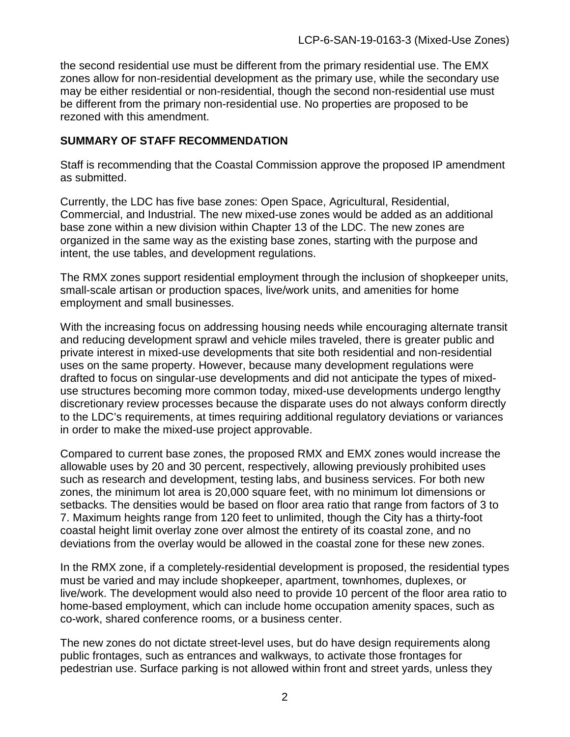the second residential use must be different from the primary residential use. The EMX zones allow for non-residential development as the primary use, while the secondary use may be either residential or non-residential, though the second non-residential use must be different from the primary non-residential use. No properties are proposed to be rezoned with this amendment.

## SUMMARY OF STAFF RECOMMENDATION

Staff is recommending that the Coastal Commission approve the proposed IP amendment as submitted.

Currently, the LDC has five base zones: Open Space, Agricultural, Residential, Commercial, and Industrial. The new mixed-use zones would be added as an additional base zone within a new division within Chapter 13 of the LDC. The new zones are organized in the same way as the existing base zones, starting with the purpose and intent, the use tables, and development regulations.

The RMX zones support residential employment through the inclusion of shopkeeper units, small-scale artisan or production spaces, live/work units, and amenities for home employment and small businesses.

With the increasing focus on addressing housing needs while encouraging alternate transit and reducing development sprawl and vehicle miles traveled, there is greater public and private interest in mixed-use developments that site both residential and non-residential uses on the same property. However, because many development regulations were drafted to focus on singular-use developments and did not anticipate the types of mixed-use structures becoming more common today, mixed-use developments undergo lengthy discretionary review processes because the disparate uses do not always conform directly to the LDC's requirements, at times requiring additional regulatory deviations or variances in order to make the mixed-use project approvable.

Compared to current base zones, the proposed RMX and EMX zones would increase the allowable uses by 20 and 30 percent, respectively, allowing previously prohibited uses such as research and development, testing labs, and business services. For both new zones, the minimum lot area is 20,000 square feet, with no minimum lot dimensions or setbacks. The densities would be based on floor area ratio that range from factors of 3 to 7. Maximum heights range from 120 feet to unlimited, though the City has a thirty-foot coastal height limit overlay zone over almost the entirety of its coastal zone, and no deviations from the overlay would be allowed in the coastal zone for these new zones.

In the RMX zone, if a completely-residential development is proposed, the residential types must be varied and may include shopkeeper, apartment, townhomes, duplexes, or live/work. The development would also need to provide 10 percent of the floor area ratio to home-based employment, which can include home occupation amenity spaces, such as co-work, shared conference rooms, or a business center.

The new zones do not dictate street-level uses, but do have design requirements along public frontages, such as entrances and walkways, to activate those frontages for pedestrian use. Surface parking is not allowed within front and street yards, unless they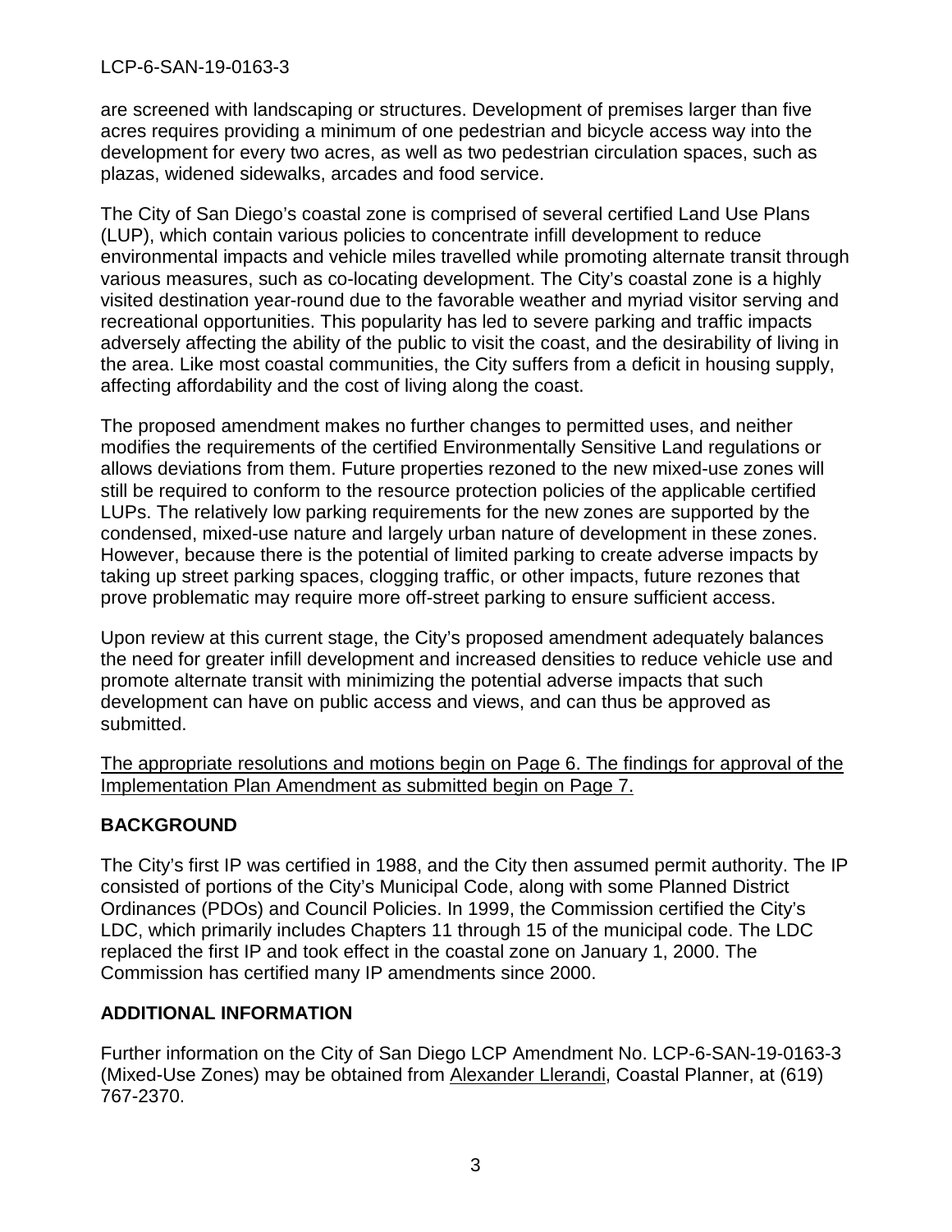are screened with landscaping or structures. Development of premises larger than five acres requires providing a minimum of one pedestrian and bicycle access way into the development for every two acres, as well as two pedestrian circulation spaces, such as plazas, widened sidewalks, arcades and food service.

The City of San Diego's coastal zone is comprised of several certified Land Use Plans (LUP), which contain various policies to concentrate infill development to reduce environmental impacts and vehicle miles travelled while promoting alternate transit through various measures, such as co-locating development. The City's coastal zone is a highly visited destination year-round due to the favorable weather and myriad visitor serving and recreational opportunities. This popularity has led to severe parking and traffic impacts adversely affecting the ability of the public to visit the coast, and the desirability of living in the area. Like most coastal communities, the City suffers from a deficit in housing supply, affecting affordability and the cost of living along the coast.

The proposed amendment makes no further changes to permitted uses, and neither modifies the requirements of the certified Environmentally Sensitive Land regulations or allows deviations from them. Future properties rezoned to the new mixed-use zones will still be required to conform to the resource protection policies of the applicable certified LUPs. The relatively low parking requirements for the new zones are supported by the condensed, mixed-use nature and largely urban nature of development in these zones. However, because there is the potential of limited parking to create adverse impacts by taking up street parking spaces, clogging traffic, or other impacts, future rezones that prove problematic may require more off-street parking to ensure sufficient access.

Upon review at this current stage, the City's proposed amendment adequately balances the need for greater infill development and increased densities to reduce vehicle use and promote alternate transit with minimizing the potential adverse impacts that such development can have on public access and views, and can thus be approved as submitted.

The appropriate resolutions and motions begin on Page 6. The findings for approval of the Implementation Plan Amendment as submitted begin on Page 7.

## BACKGROUND

The City's first IP was certified in 1988, and the City then assumed permit authority. The IP consisted of portions of the City's Municipal Code, along with some Planned District Ordinances (PDOs) and Council Policies. In 1999, the Commission certified the City's LDC, which primarily includes Chapters 11 through 15 of the municipal code. The LDC replaced the first IP and took effect in the coastal zone on January 1, 2000. The Commission has certified many IP amendments since 2000.

## ADDITIONAL INFORMATION

Further information on the City of San Diego LCP Amendment No. LCP-6-SAN-19-0163-3 (Mixed-Use Zones) may be obtained from Alexander Llerandi, Coastal Planner, at (619) 767-2370.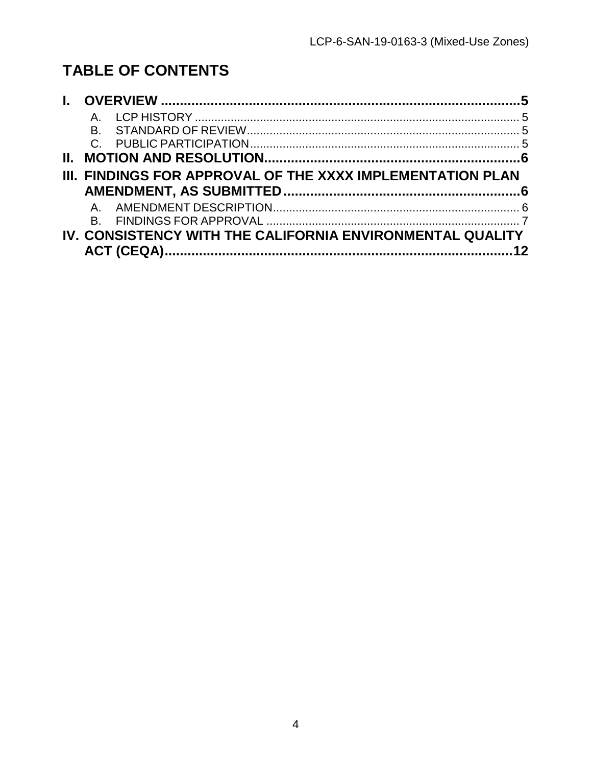# TABLE OF CONTENTS

**I. OVERVIEW ....................................................................................5**

- A. LCP HISTORY ..................................................................................... 5
- B. STANDARD OF REVIEW..................................................................... 5
- C. PUBLIC PARTICIPATION.................................................................... 5

**II. MOTION AND RESOLUTION.............................................................6**

**III. FINDINGS FOR APPROVAL OF THE XXXX IMPLEMENTATION PLAN AMENDMENT, AS SUBMITTED.........................................................6**

- A. AMENDMENT DESCRIPTION............................................................. 6
- B. FINDINGS FOR APPROVAL ............................................................... 7

**IV. CONSISTENCY WITH THE CALIFORNIA ENVIRONMENTAL QUALITY ACT (CEQA)....................................................................................12**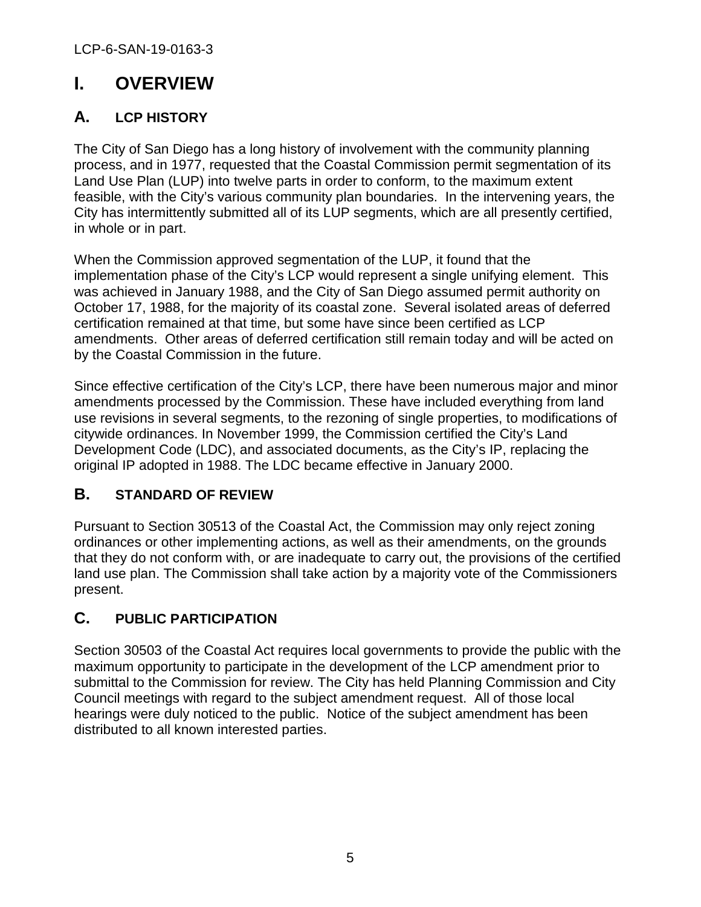# I. OVERVIEW

## A. LCP HISTORY

The City of San Diego has a long history of involvement with the community planning process, and in 1977, requested that the Coastal Commission permit segmentation of its Land Use Plan (LUP) into twelve parts in order to conform, to the maximum extent feasible, with the City's various community plan boundaries. In the intervening years, the City has intermittently submitted all of its LUP segments, which are all presently certified, in whole or in part.

When the Commission approved segmentation of the LUP, it found that the implementation phase of the City's LCP would represent a single unifying element. This was achieved in January 1988, and the City of San Diego assumed permit authority on October 17, 1988, for the majority of its coastal zone. Several isolated areas of deferred certification remained at that time, but some have since been certified as LCP amendments. Other areas of deferred certification still remain today and will be acted on by the Coastal Commission in the future.

Since effective certification of the City's LCP, there have been numerous major and minor amendments processed by the Commission. These have included everything from land use revisions in several segments, to the rezoning of single properties, to modifications of citywide ordinances. In November 1999, the Commission certified the City's Land Development Code (LDC), and associated documents, as the City's IP, replacing the original IP adopted in 1988. The LDC became effective in January 2000.

## B. STANDARD OF REVIEW

Pursuant to Section 30513 of the Coastal Act, the Commission may only reject zoning ordinances or other implementing actions, as well as their amendments, on the grounds that they do not conform with, or are inadequate to carry out, the provisions of the certified land use plan. The Commission shall take action by a majority vote of the Commissioners present.

## C. PUBLIC PARTICIPATION

Section 30503 of the Coastal Act requires local governments to provide the public with the maximum opportunity to participate in the development of the LCP amendment prior to submittal to the Commission for review. The City has held Planning Commission and City Council meetings with regard to the subject amendment request. All of those local hearings were duly noticed to the public. Notice of the subject amendment has been distributed to all known interested parties.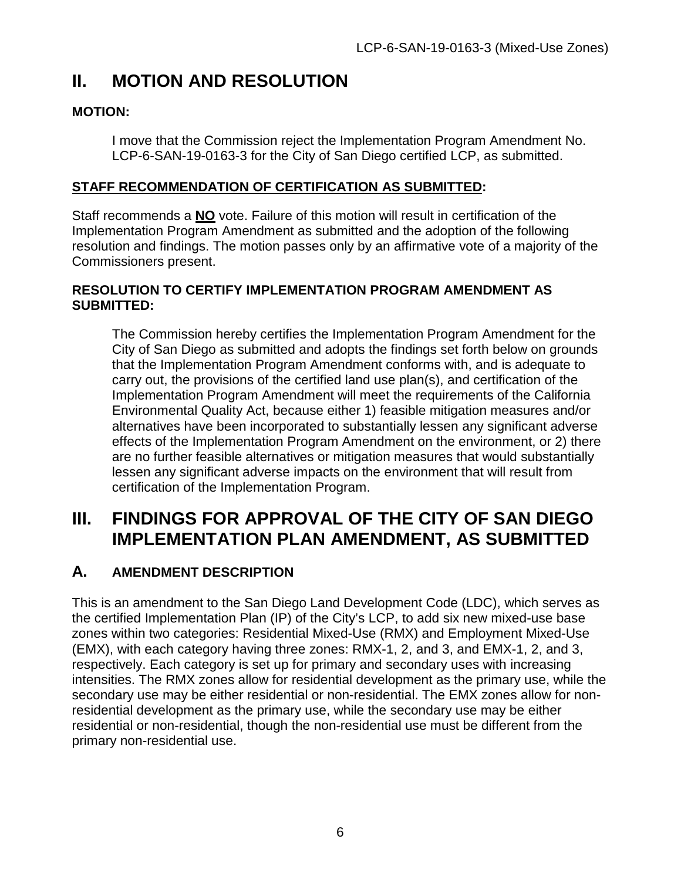# II. MOTION AND RESOLUTION

**MOTION:**

> I move that the Commission reject the Implementation Program Amendment No. LCP-6-SAN-19-0163-3 for the City of San Diego certified LCP, as submitted.

**STAFF RECOMMENDATION OF CERTIFICATION AS SUBMITTED:**

Staff recommends a **NO** vote. Failure of this motion will result in certification of the Implementation Program Amendment as submitted and the adoption of the following resolution and findings. The motion passes only by an affirmative vote of a majority of the Commissioners present.

**RESOLUTION TO CERTIFY IMPLEMENTATION PROGRAM AMENDMENT AS SUBMITTED:**

> The Commission hereby certifies the Implementation Program Amendment for the City of San Diego as submitted and adopts the findings set forth below on grounds that the Implementation Program Amendment conforms with, and is adequate to carry out, the provisions of the certified land use plan(s), and certification of the Implementation Program Amendment will meet the requirements of the California Environmental Quality Act, because either 1) feasible mitigation measures and/or alternatives have been incorporated to substantially lessen any significant adverse effects of the Implementation Program Amendment on the environment, or 2) there are no further feasible alternatives or mitigation measures that would substantially lessen any significant adverse impacts on the environment that will result from certification of the Implementation Program.

# III. FINDINGS FOR APPROVAL OF THE CITY OF SAN DIEGO IMPLEMENTATION PLAN AMENDMENT, AS SUBMITTED

## A. AMENDMENT DESCRIPTION

This is an amendment to the San Diego Land Development Code (LDC), which serves as the certified Implementation Plan (IP) of the City's LCP, to add six new mixed-use base zones within two categories: Residential Mixed-Use (RMX) and Employment Mixed-Use (EMX), with each category having three zones: RMX-1, 2, and 3, and EMX-1, 2, and 3, respectively. Each category is set up for primary and secondary uses with increasing intensities. The RMX zones allow for residential development as the primary use, while the secondary use may be either residential or non-residential. The EMX zones allow for non-residential development as the primary use, while the secondary use may be either residential or non-residential, though the non-residential use must be different from the primary non-residential use.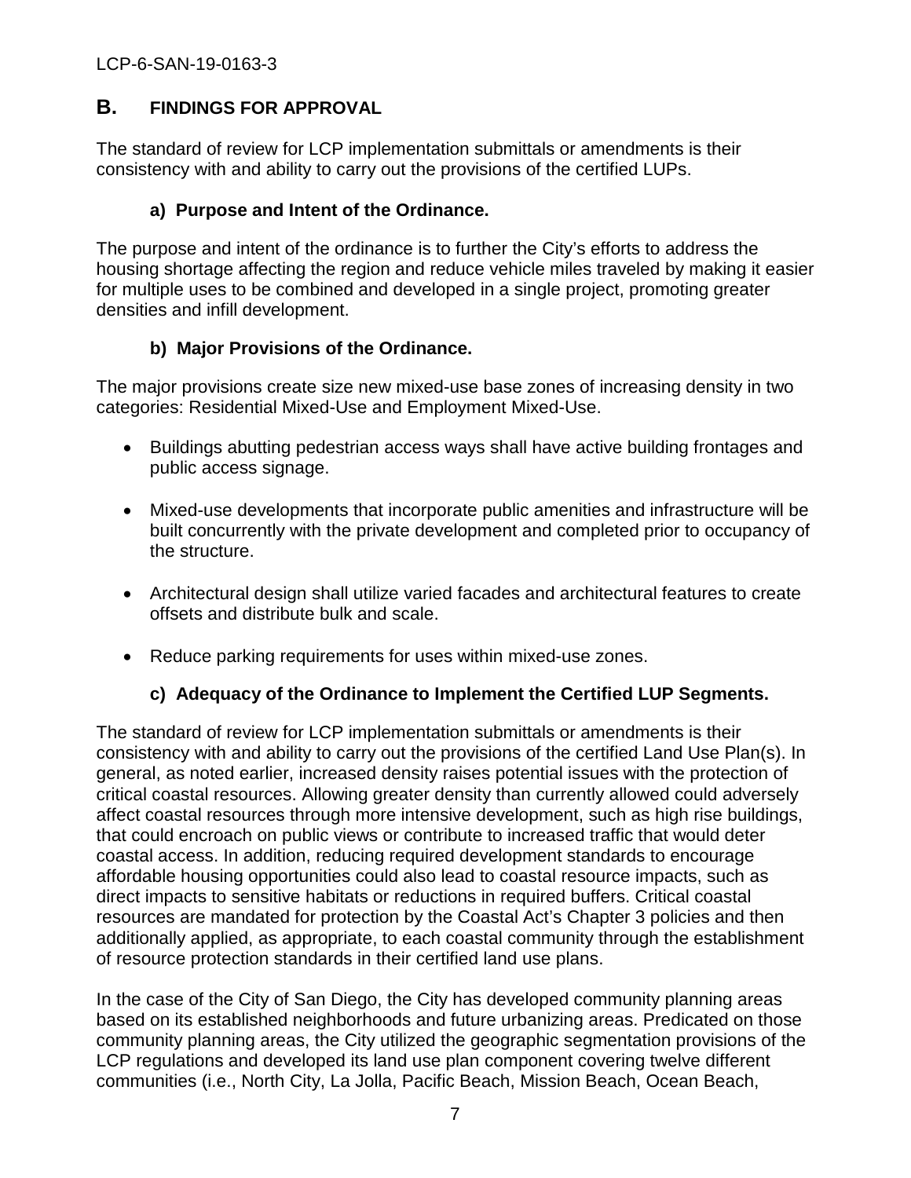## B. FINDINGS FOR APPROVAL

The standard of review for LCP implementation submittals or amendments is their consistency with and ability to carry out the provisions of the certified LUPs.

### a) Purpose and Intent of the Ordinance.

The purpose and intent of the ordinance is to further the City's efforts to address the housing shortage affecting the region and reduce vehicle miles traveled by making it easier for multiple uses to be combined and developed in a single project, promoting greater densities and infill development.

### b) Major Provisions of the Ordinance.

The major provisions create size new mixed-use base zones of increasing density in two categories: Residential Mixed-Use and Employment Mixed-Use.

- Buildings abutting pedestrian access ways shall have active building frontages and public access signage.
- Mixed-use developments that incorporate public amenities and infrastructure will be built concurrently with the private development and completed prior to occupancy of the structure.
- Architectural design shall utilize varied facades and architectural features to create offsets and distribute bulk and scale.
- Reduce parking requirements for uses within mixed-use zones.

### c) Adequacy of the Ordinance to Implement the Certified LUP Segments.

The standard of review for LCP implementation submittals or amendments is their consistency with and ability to carry out the provisions of the certified Land Use Plan(s). In general, as noted earlier, increased density raises potential issues with the protection of critical coastal resources. Allowing greater density than currently allowed could adversely affect coastal resources through more intensive development, such as high rise buildings, that could encroach on public views or contribute to increased traffic that would deter coastal access. In addition, reducing required development standards to encourage affordable housing opportunities could also lead to coastal resource impacts, such as direct impacts to sensitive habitats or reductions in required buffers. Critical coastal resources are mandated for protection by the Coastal Act's Chapter 3 policies and then additionally applied, as appropriate, to each coastal community through the establishment of resource protection standards in their certified land use plans.

In the case of the City of San Diego, the City has developed community planning areas based on its established neighborhoods and future urbanizing areas. Predicated on those community planning areas, the City utilized the geographic segmentation provisions of the LCP regulations and developed its land use plan component covering twelve different communities (i.e., North City, La Jolla, Pacific Beach, Mission Beach, Ocean Beach,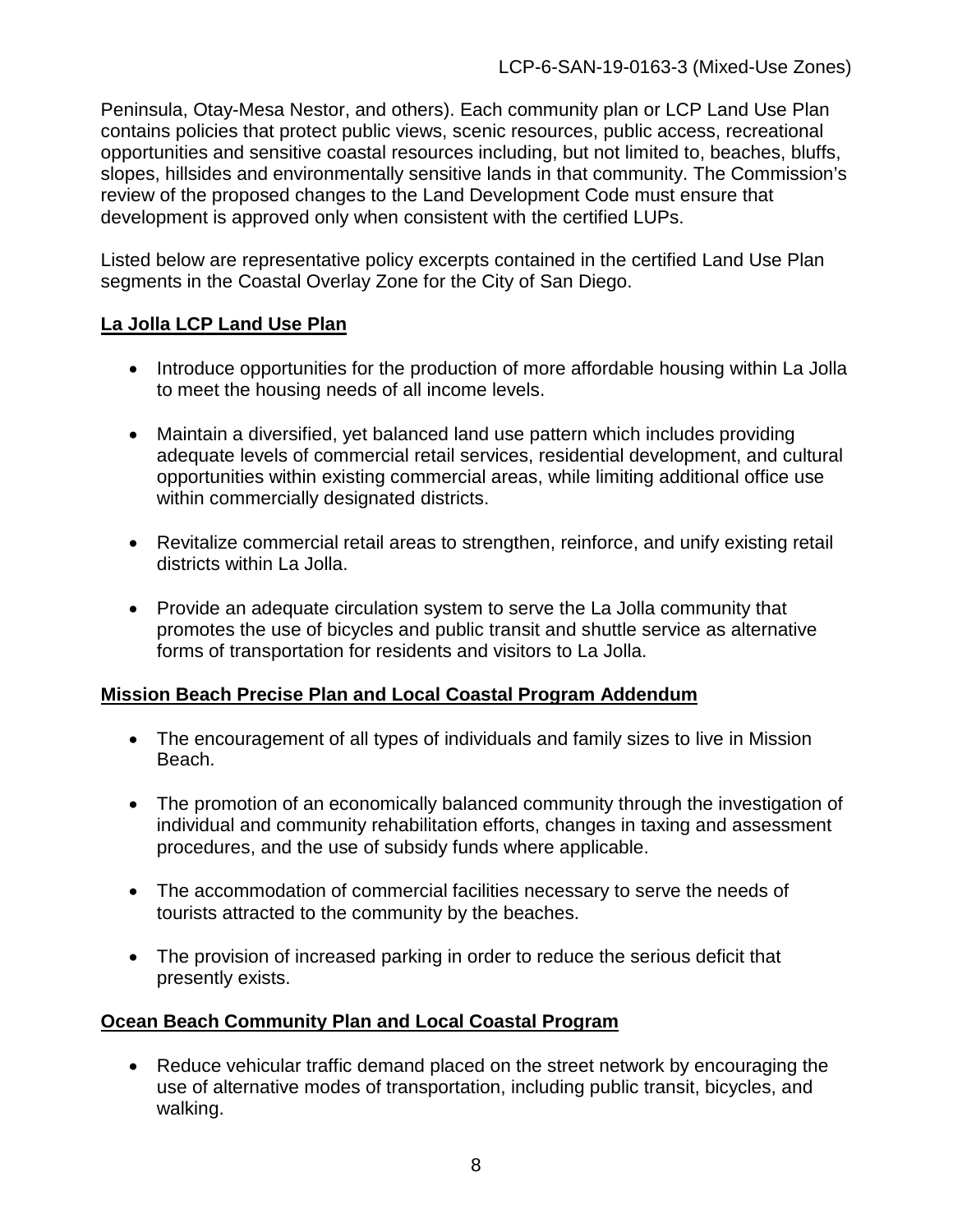Peninsula, Otay-Mesa Nestor, and others). Each community plan or LCP Land Use Plan contains policies that protect public views, scenic resources, public access, recreational opportunities and sensitive coastal resources including, but not limited to, beaches, bluffs, slopes, hillsides and environmentally sensitive lands in that community. The Commission's review of the proposed changes to the Land Development Code must ensure that development is approved only when consistent with the certified LUPs.

Listed below are representative policy excerpts contained in the certified Land Use Plan segments in the Coastal Overlay Zone for the City of San Diego.

**La Jolla LCP Land Use Plan**

- Introduce opportunities for the production of more affordable housing within La Jolla to meet the housing needs of all income levels.
- Maintain a diversified, yet balanced land use pattern which includes providing adequate levels of commercial retail services, residential development, and cultural opportunities within existing commercial areas, while limiting additional office use within commercially designated districts.
- Revitalize commercial retail areas to strengthen, reinforce, and unify existing retail districts within La Jolla.
- Provide an adequate circulation system to serve the La Jolla community that promotes the use of bicycles and public transit and shuttle service as alternative forms of transportation for residents and visitors to La Jolla.

**Mission Beach Precise Plan and Local Coastal Program Addendum**

- The encouragement of all types of individuals and family sizes to live in Mission Beach.
- The promotion of an economically balanced community through the investigation of individual and community rehabilitation efforts, changes in taxing and assessment procedures, and the use of subsidy funds where applicable.
- The accommodation of commercial facilities necessary to serve the needs of tourists attracted to the community by the beaches.
- The provision of increased parking in order to reduce the serious deficit that presently exists.

**Ocean Beach Community Plan and Local Coastal Program**

- Reduce vehicular traffic demand placed on the street network by encouraging the use of alternative modes of transportation, including public transit, bicycles, and walking.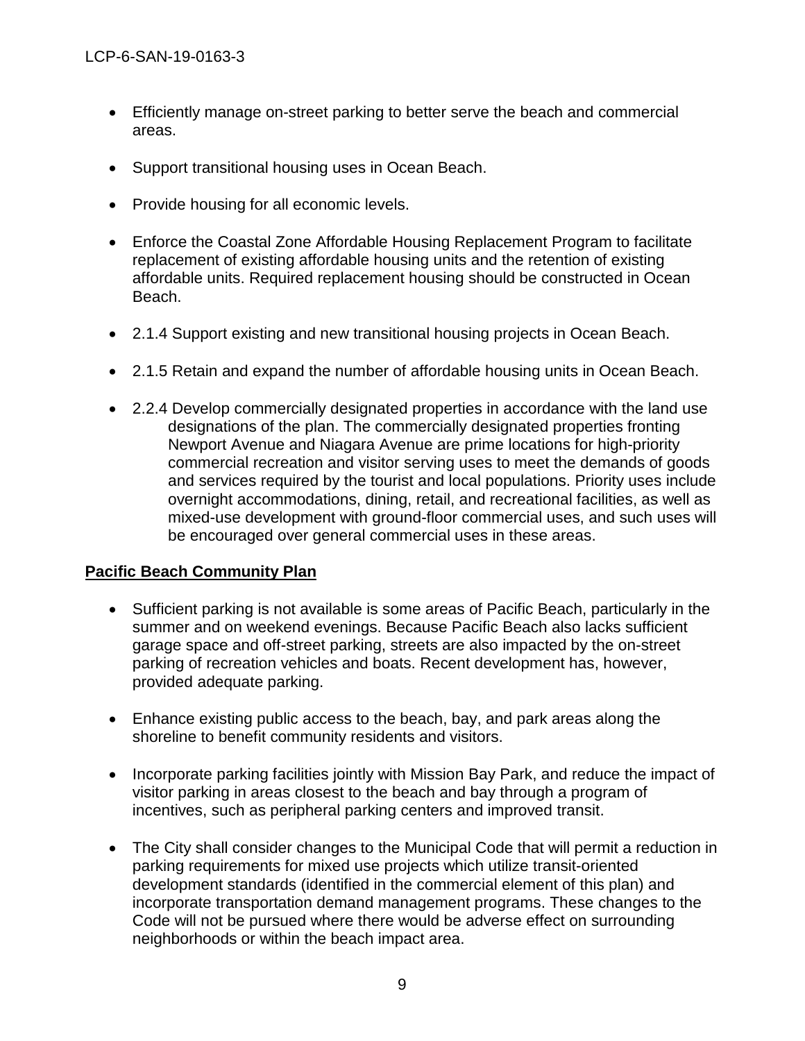- Efficiently manage on-street parking to better serve the beach and commercial areas.

- Support transitional housing uses in Ocean Beach.

- Provide housing for all economic levels.

- Enforce the Coastal Zone Affordable Housing Replacement Program to facilitate replacement of existing affordable housing units and the retention of existing affordable units. Required replacement housing should be constructed in Ocean Beach.

- 2.1.4 Support existing and new transitional housing projects in Ocean Beach.

- 2.1.5 Retain and expand the number of affordable housing units in Ocean Beach.

- 2.2.4 Develop commercially designated properties in accordance with the land use designations of the plan. The commercially designated properties fronting Newport Avenue and Niagara Avenue are prime locations for high-priority commercial recreation and visitor serving uses to meet the demands of goods and services required by the tourist and local populations. Priority uses include overnight accommodations, dining, retail, and recreational facilities, as well as mixed-use development with ground-floor commercial uses, and such uses will be encouraged over general commercial uses in these areas.

**Pacific Beach Community Plan**

- Sufficient parking is not available is some areas of Pacific Beach, particularly in the summer and on weekend evenings. Because Pacific Beach also lacks sufficient garage space and off-street parking, streets are also impacted by the on-street parking of recreation vehicles and boats. Recent development has, however, provided adequate parking.

- Enhance existing public access to the beach, bay, and park areas along the shoreline to benefit community residents and visitors.

- Incorporate parking facilities jointly with Mission Bay Park, and reduce the impact of visitor parking in areas closest to the beach and bay through a program of incentives, such as peripheral parking centers and improved transit.

- The City shall consider changes to the Municipal Code that will permit a reduction in parking requirements for mixed use projects which utilize transit-oriented development standards (identified in the commercial element of this plan) and incorporate transportation demand management programs. These changes to the Code will not be pursued where there would be adverse effect on surrounding neighborhoods or within the beach impact area.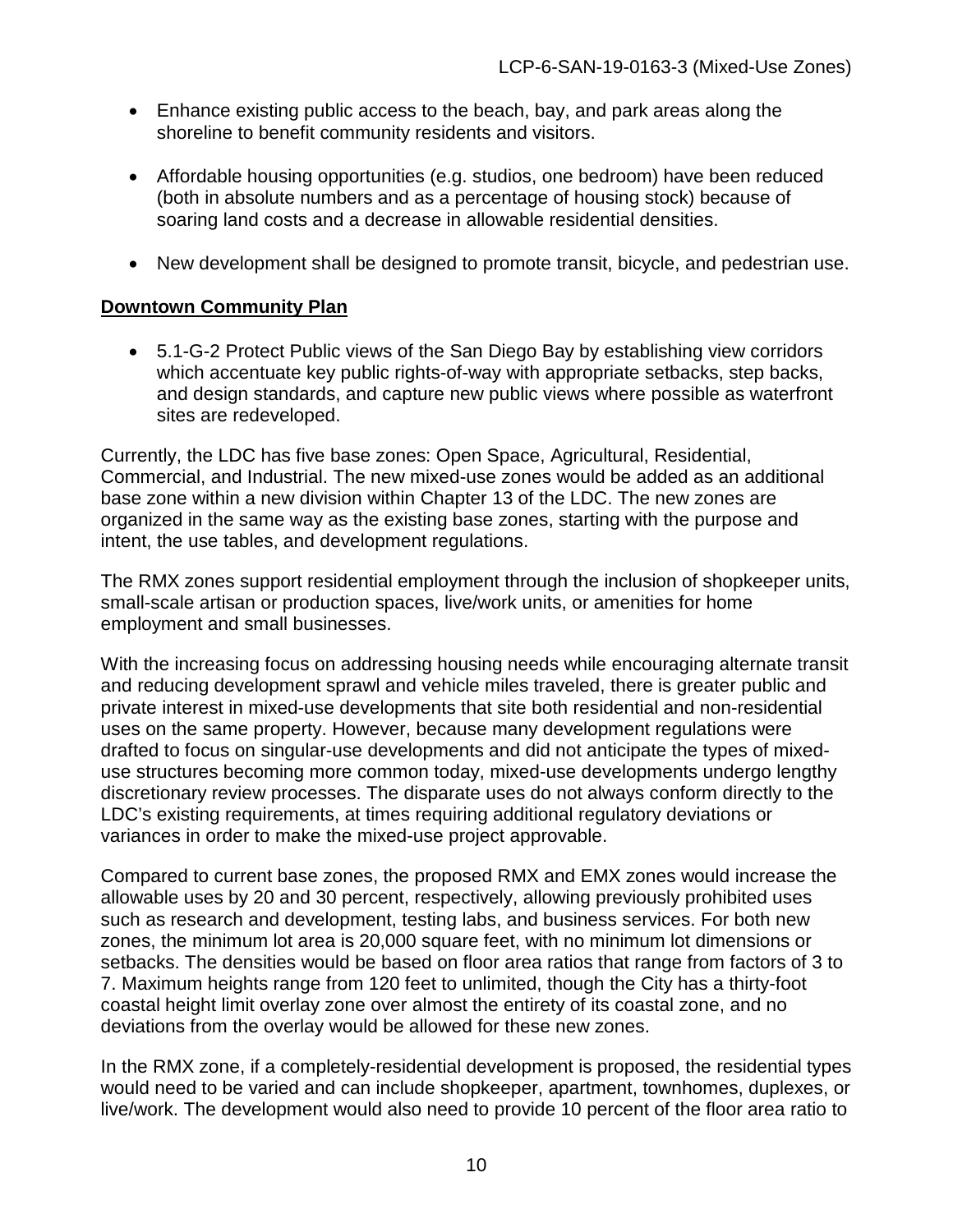- Enhance existing public access to the beach, bay, and park areas along the shoreline to benefit community residents and visitors.
- Affordable housing opportunities (e.g. studios, one bedroom) have been reduced (both in absolute numbers and as a percentage of housing stock) because of soaring land costs and a decrease in allowable residential densities.
- New development shall be designed to promote transit, bicycle, and pedestrian use.

**Downtown Community Plan**

- 5.1-G-2 Protect Public views of the San Diego Bay by establishing view corridors which accentuate key public rights-of-way with appropriate setbacks, step backs, and design standards, and capture new public views where possible as waterfront sites are redeveloped.

Currently, the LDC has five base zones: Open Space, Agricultural, Residential, Commercial, and Industrial. The new mixed-use zones would be added as an additional base zone within a new division within Chapter 13 of the LDC. The new zones are organized in the same way as the existing base zones, starting with the purpose and intent, the use tables, and development regulations.

The RMX zones support residential employment through the inclusion of shopkeeper units, small-scale artisan or production spaces, live/work units, or amenities for home employment and small businesses.

With the increasing focus on addressing housing needs while encouraging alternate transit and reducing development sprawl and vehicle miles traveled, there is greater public and private interest in mixed-use developments that site both residential and non-residential uses on the same property. However, because many development regulations were drafted to focus on singular-use developments and did not anticipate the types of mixed-use structures becoming more common today, mixed-use developments undergo lengthy discretionary review processes. The disparate uses do not always conform directly to the LDC's existing requirements, at times requiring additional regulatory deviations or variances in order to make the mixed-use project approvable.

Compared to current base zones, the proposed RMX and EMX zones would increase the allowable uses by 20 and 30 percent, respectively, allowing previously prohibited uses such as research and development, testing labs, and business services. For both new zones, the minimum lot area is 20,000 square feet, with no minimum lot dimensions or setbacks. The densities would be based on floor area ratios that range from factors of 3 to 7. Maximum heights range from 120 feet to unlimited, though the City has a thirty-foot coastal height limit overlay zone over almost the entirety of its coastal zone, and no deviations from the overlay would be allowed for these new zones.

In the RMX zone, if a completely-residential development is proposed, the residential types would need to be varied and can include shopkeeper, apartment, townhomes, duplexes, or live/work. The development would also need to provide 10 percent of the floor area ratio to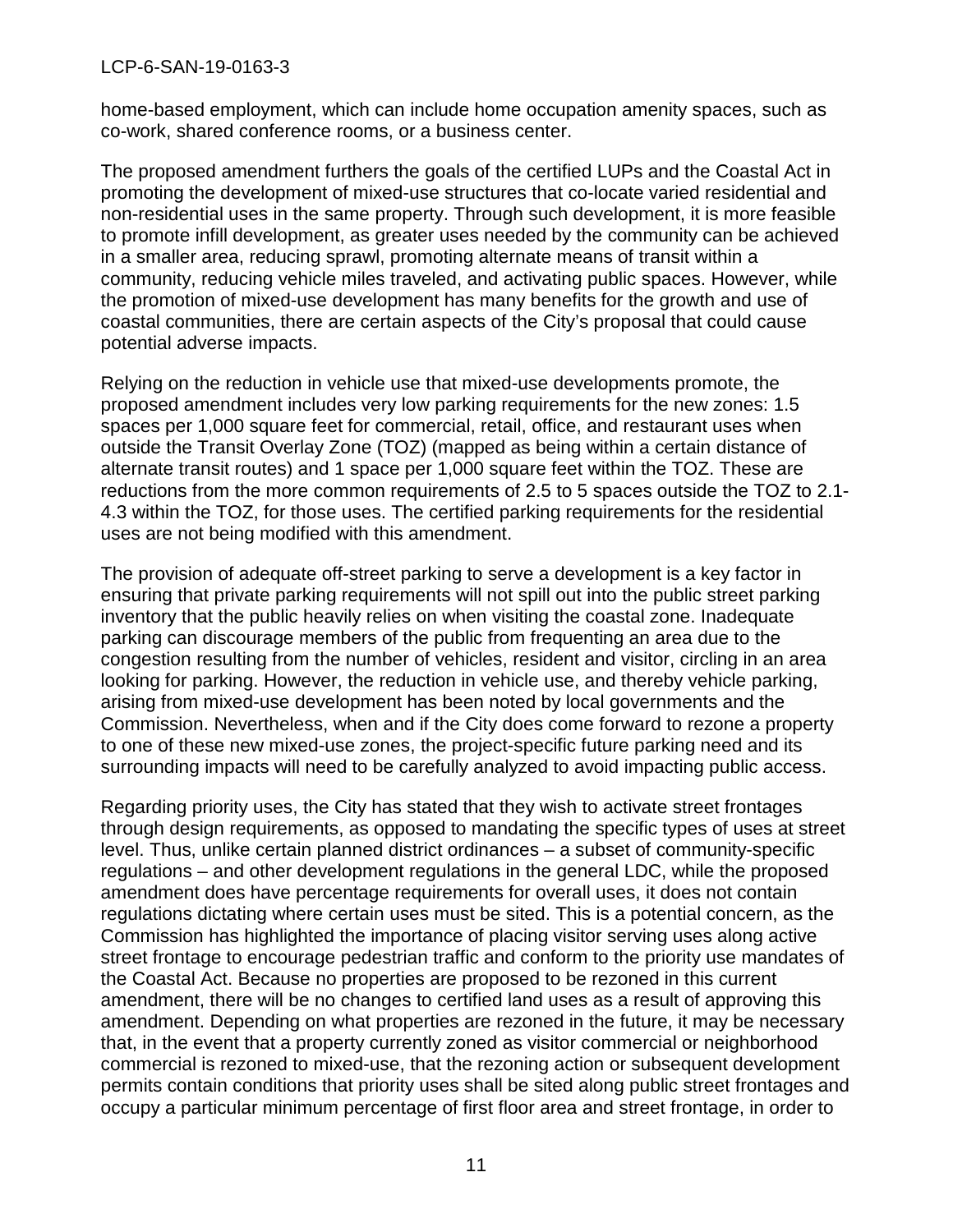home-based employment, which can include home occupation amenity spaces, such as co-work, shared conference rooms, or a business center.

The proposed amendment furthers the goals of the certified LUPs and the Coastal Act in promoting the development of mixed-use structures that co-locate varied residential and non-residential uses in the same property. Through such development, it is more feasible to promote infill development, as greater uses needed by the community can be achieved in a smaller area, reducing sprawl, promoting alternate means of transit within a community, reducing vehicle miles traveled, and activating public spaces. However, while the promotion of mixed-use development has many benefits for the growth and use of coastal communities, there are certain aspects of the City's proposal that could cause potential adverse impacts.

Relying on the reduction in vehicle use that mixed-use developments promote, the proposed amendment includes very low parking requirements for the new zones: 1.5 spaces per 1,000 square feet for commercial, retail, office, and restaurant uses when outside the Transit Overlay Zone (TOZ) (mapped as being within a certain distance of alternate transit routes) and 1 space per 1,000 square feet within the TOZ. These are reductions from the more common requirements of 2.5 to 5 spaces outside the TOZ to 2.1-4.3 within the TOZ, for those uses. The certified parking requirements for the residential uses are not being modified with this amendment.

The provision of adequate off-street parking to serve a development is a key factor in ensuring that private parking requirements will not spill out into the public street parking inventory that the public heavily relies on when visiting the coastal zone. Inadequate parking can discourage members of the public from frequenting an area due to the congestion resulting from the number of vehicles, resident and visitor, circling in an area looking for parking. However, the reduction in vehicle use, and thereby vehicle parking, arising from mixed-use development has been noted by local governments and the Commission. Nevertheless, when and if the City does come forward to rezone a property to one of these new mixed-use zones, the project-specific future parking need and its surrounding impacts will need to be carefully analyzed to avoid impacting public access.

Regarding priority uses, the City has stated that they wish to activate street frontages through design requirements, as opposed to mandating the specific types of uses at street level. Thus, unlike certain planned district ordinances – a subset of community-specific regulations – and other development regulations in the general LDC, while the proposed amendment does have percentage requirements for overall uses, it does not contain regulations dictating where certain uses must be sited. This is a potential concern, as the Commission has highlighted the importance of placing visitor serving uses along active street frontage to encourage pedestrian traffic and conform to the priority use mandates of the Coastal Act. Because no properties are proposed to be rezoned in this current amendment, there will be no changes to certified land uses as a result of approving this amendment. Depending on what properties are rezoned in the future, it may be necessary that, in the event that a property currently zoned as visitor commercial or neighborhood commercial is rezoned to mixed-use, that the rezoning action or subsequent development permits contain conditions that priority uses shall be sited along public street frontages and occupy a particular minimum percentage of first floor area and street frontage, in order to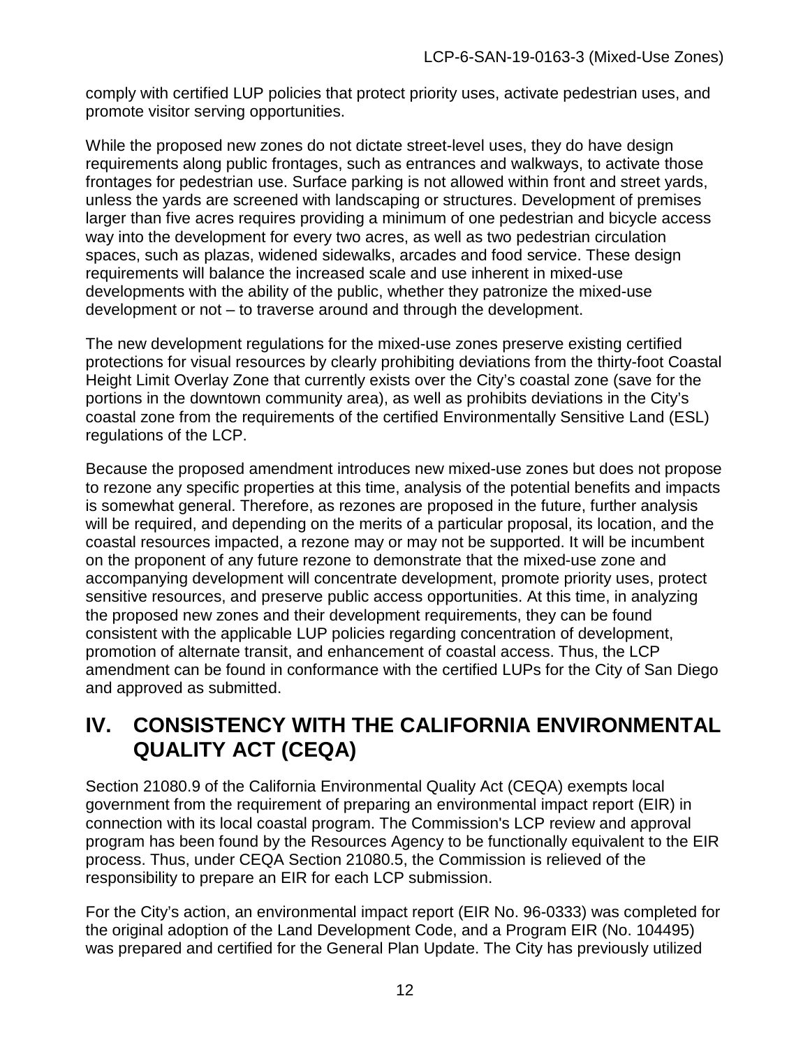comply with certified LUP policies that protect priority uses, activate pedestrian uses, and promote visitor serving opportunities.

While the proposed new zones do not dictate street-level uses, they do have design requirements along public frontages, such as entrances and walkways, to activate those frontages for pedestrian use. Surface parking is not allowed within front and street yards, unless the yards are screened with landscaping or structures. Development of premises larger than five acres requires providing a minimum of one pedestrian and bicycle access way into the development for every two acres, as well as two pedestrian circulation spaces, such as plazas, widened sidewalks, arcades and food service. These design requirements will balance the increased scale and use inherent in mixed-use developments with the ability of the public, whether they patronize the mixed-use development or not – to traverse around and through the development.

The new development regulations for the mixed-use zones preserve existing certified protections for visual resources by clearly prohibiting deviations from the thirty-foot Coastal Height Limit Overlay Zone that currently exists over the City's coastal zone (save for the portions in the downtown community area), as well as prohibits deviations in the City's coastal zone from the requirements of the certified Environmentally Sensitive Land (ESL) regulations of the LCP.

Because the proposed amendment introduces new mixed-use zones but does not propose to rezone any specific properties at this time, analysis of the potential benefits and impacts is somewhat general. Therefore, as rezones are proposed in the future, further analysis will be required, and depending on the merits of a particular proposal, its location, and the coastal resources impacted, a rezone may or may not be supported. It will be incumbent on the proponent of any future rezone to demonstrate that the mixed-use zone and accompanying development will concentrate development, promote priority uses, protect sensitive resources, and preserve public access opportunities. At this time, in analyzing the proposed new zones and their development requirements, they can be found consistent with the applicable LUP policies regarding concentration of development, promotion of alternate transit, and enhancement of coastal access. Thus, the LCP amendment can be found in conformance with the certified LUPs for the City of San Diego and approved as submitted.

# IV. CONSISTENCY WITH THE CALIFORNIA ENVIRONMENTAL QUALITY ACT (CEQA)

Section 21080.9 of the California Environmental Quality Act (CEQA) exempts local government from the requirement of preparing an environmental impact report (EIR) in connection with its local coastal program. The Commission's LCP review and approval program has been found by the Resources Agency to be functionally equivalent to the EIR process. Thus, under CEQA Section 21080.5, the Commission is relieved of the responsibility to prepare an EIR for each LCP submission.

For the City's action, an environmental impact report (EIR No. 96-0333) was completed for the original adoption of the Land Development Code, and a Program EIR (No. 104495) was prepared and certified for the General Plan Update. The City has previously utilized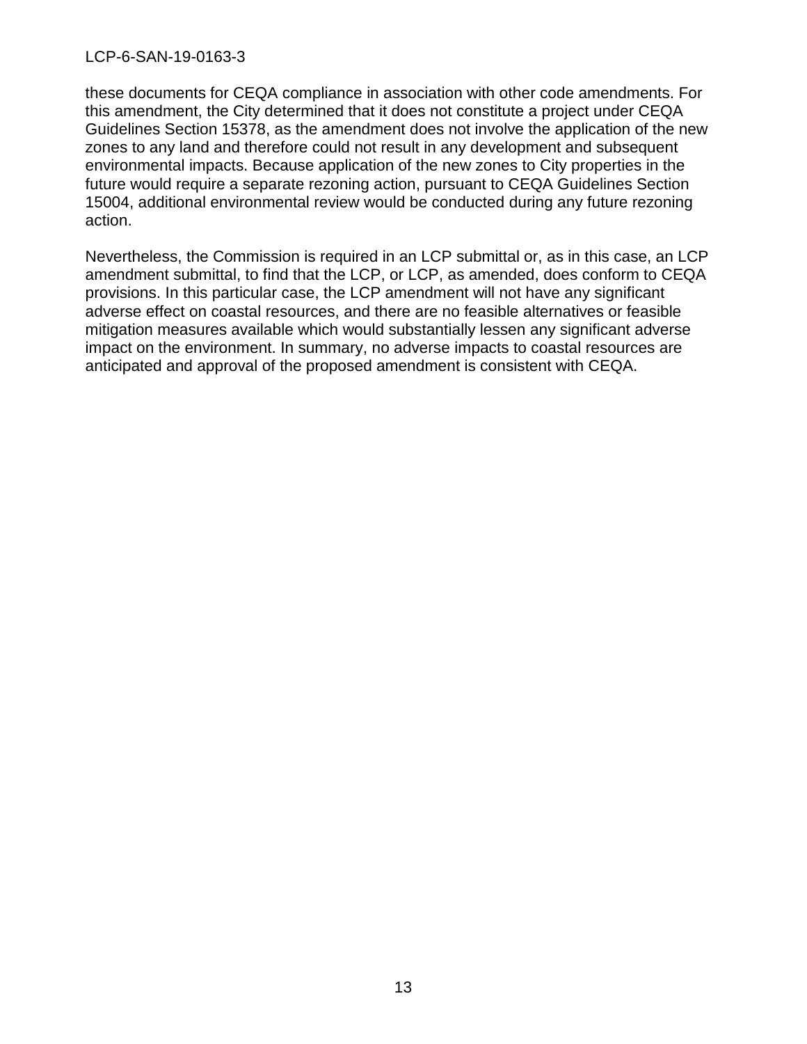these documents for CEQA compliance in association with other code amendments. For this amendment, the City determined that it does not constitute a project under CEQA Guidelines Section 15378, as the amendment does not involve the application of the new zones to any land and therefore could not result in any development and subsequent environmental impacts. Because application of the new zones to City properties in the future would require a separate rezoning action, pursuant to CEQA Guidelines Section 15004, additional environmental review would be conducted during any future rezoning action.

Nevertheless, the Commission is required in an LCP submittal or, as in this case, an LCP amendment submittal, to find that the LCP, or LCP, as amended, does conform to CEQA provisions. In this particular case, the LCP amendment will not have any significant adverse effect on coastal resources, and there are no feasible alternatives or feasible mitigation measures available which would substantially lessen any significant adverse impact on the environment. In summary, no adverse impacts to coastal resources are anticipated and approval of the proposed amendment is consistent with CEQA.